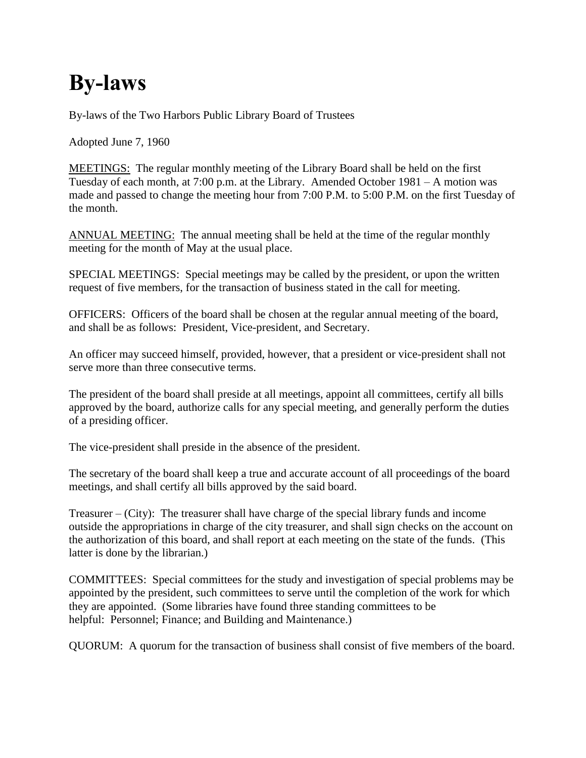# By-laws

By-laws of the Two Harbors Public Library Board of Trustees

Adopted June 7, 1960

<u>MEETINGS:</u> The regular monthly meeting of the Library Board shall be held on the first Tuesday of each month, at 7:00 p.m. at the Library. Amended October 1981 – A motion was made and passed to change the meeting hour from 7:00 P.M. to 5:00 P.M. on the first Tuesday of the month.

<u>ANNUAL MEETING:</u> The annual meeting shall be held at the time of the regular monthly meeting for the month of May at the usual place.

SPECIAL MEETINGS: Special meetings may be called by the president, or upon the written request of five members, for the transaction of business stated in the call for meeting.

OFFICERS: Officers of the board shall be chosen at the regular annual meeting of the board, and shall be as follows: President, Vice-president, and Secretary.

An officer may succeed himself, provided, however, that a president or vice-president shall not serve more than three consecutive terms.

The president of the board shall preside at all meetings, appoint all committees, certify all bills approved by the board, authorize calls for any special meeting, and generally perform the duties of a presiding officer.

The vice-president shall preside in the absence of the president.

The secretary of the board shall keep a true and accurate account of all proceedings of the board meetings, and shall certify all bills approved by the said board.

Treasurer – (City): The treasurer shall have charge of the special library funds and income outside the appropriations in charge of the city treasurer, and shall sign checks on the account on the authorization of this board, and shall report at each meeting on the state of the funds. (This latter is done by the librarian.)

COMMITTEES: Special committees for the study and investigation of special problems may be appointed by the president, such committees to serve until the completion of the work for which they are appointed. (Some libraries have found three standing committees to be helpful: Personnel; Finance; and Building and Maintenance.)

QUORUM: A quorum for the transaction of business shall consist of five members of the board.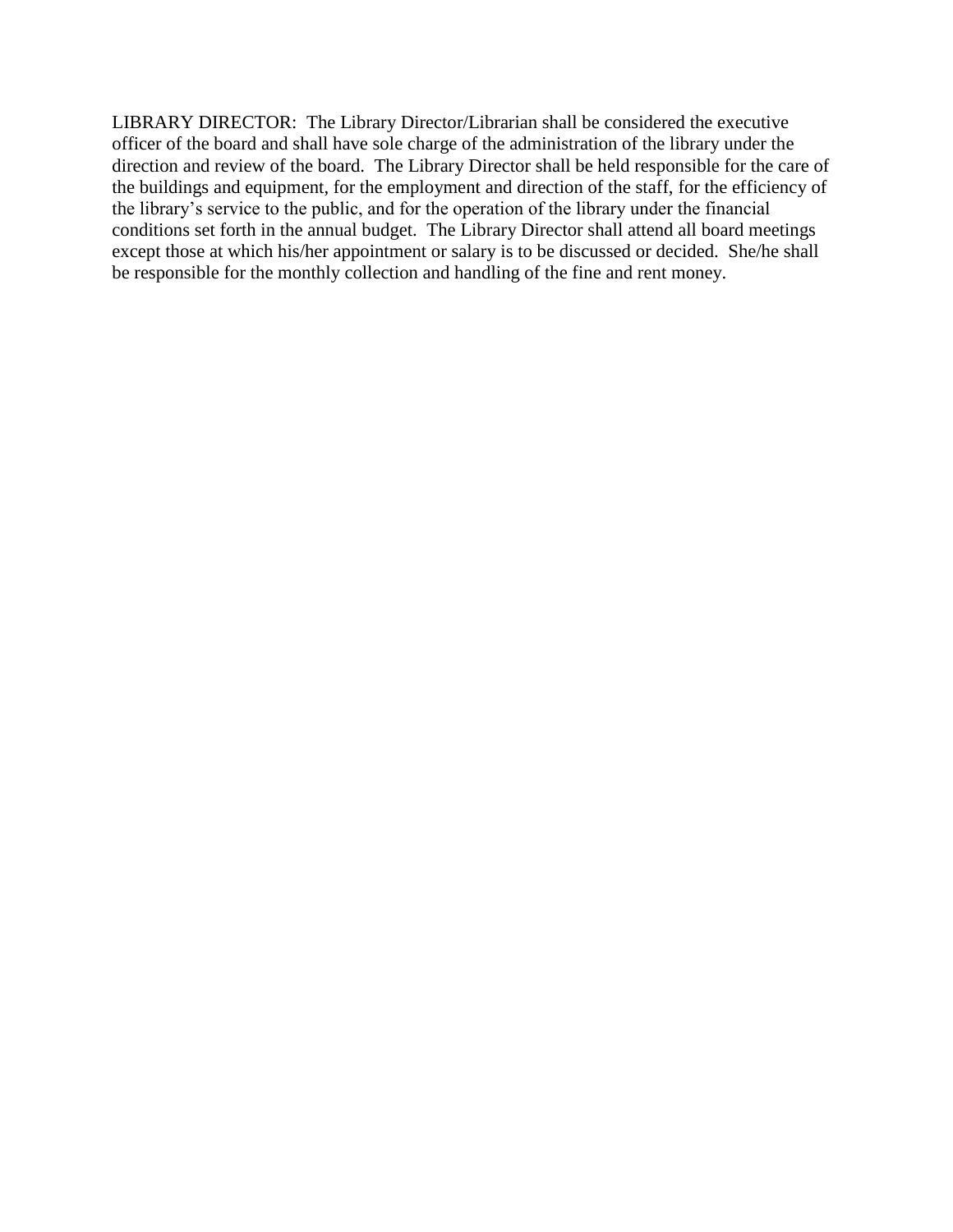LIBRARY DIRECTOR: The Library Director/Librarian shall be considered the executive officer of the board and shall have sole charge of the administration of the library under the direction and review of the board. The Library Director shall be held responsible for the care of the buildings and equipment, for the employment and direction of the staff, for the efficiency of the library's service to the public, and for the operation of the library under the financial conditions set forth in the annual budget. The Library Director shall attend all board meetings except those at which his/her appointment or salary is to be discussed or decided. She/he shall be responsible for the monthly collection and handling of the fine and rent money.